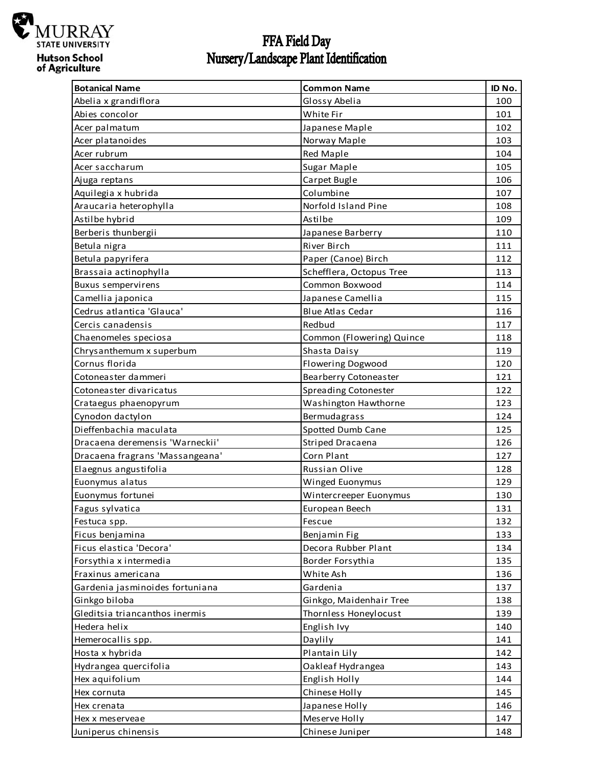MURRAY STATE UNIVERSITY
Hutson School of Agriculture

# FFA Field Day
## Nursery/Landscape Plant Identification

| Botanical Name | Common Name | ID No. |
|---|---|---|
| Abelia x grandiflora | Glossy Abelia | 100 |
| Abies concolor | White Fir | 101 |
| Acer palmatum | Japanese Maple | 102 |
| Acer platanoides | Norway Maple | 103 |
| Acer rubrum | Red Maple | 104 |
| Acer saccharum | Sugar Maple | 105 |
| Ajuga reptans | Carpet Bugle | 106 |
| Aquilegia x hubrida | Columbine | 107 |
| Araucaria heterophylla | Norfold Island Pine | 108 |
| Astilbe hybrid | Astilbe | 109 |
| Berberis thunbergii | Japanese Barberry | 110 |
| Betula nigra | River Birch | 111 |
| Betula papyrifera | Paper (Canoe) Birch | 112 |
| Brassaia actinophylla | Schefflera, Octopus Tree | 113 |
| Buxus sempervirens | Common Boxwood | 114 |
| Camellia japonica | Japanese Camellia | 115 |
| Cedrus atlantica 'Glauca' | Blue Atlas Cedar | 116 |
| Cercis canadensis | Redbud | 117 |
| Chaenomeles speciosa | Common (Flowering) Quince | 118 |
| Chrysanthemum x superbum | Shasta Daisy | 119 |
| Cornus florida | Flowering Dogwood | 120 |
| Cotoneaster dammeri | Bearberry Cotoneaster | 121 |
| Cotoneaster divaricatus | Spreading Cotonester | 122 |
| Crataegus phaenopyrum | Washington Hawthorne | 123 |
| Cynodon dactylon | Bermudagrass | 124 |
| Dieffenbachia maculata | Spotted Dumb Cane | 125 |
| Dracaena deremensis 'Warneckii' | Striped Dracaena | 126 |
| Dracaena fragrans 'Massangeana' | Corn Plant | 127 |
| Elaegnus angustifolia | Russian Olive | 128 |
| Euonymus alatus | Winged Euonymus | 129 |
| Euonymus fortunei | Wintercreeper Euonymus | 130 |
| Fagus sylvatica | European Beech | 131 |
| Festuca spp. | Fescue | 132 |
| Ficus benjamina | Benjamin Fig | 133 |
| Ficus elastica 'Decora' | Decora Rubber Plant | 134 |
| Forsythia x intermedia | Border Forsythia | 135 |
| Fraxinus americana | White Ash | 136 |
| Gardenia jasminoides fortuniana | Gardenia | 137 |
| Ginkgo biloba | Ginkgo, Maidenhair Tree | 138 |
| Gleditsia triancanthos inermis | Thornless Honeylocust | 139 |
| Hedera helix | English Ivy | 140 |
| Hemerocallis spp. | Daylily | 141 |
| Hosta x hybrida | Plantain Lily | 142 |
| Hydrangea quercifolia | Oakleaf Hydrangea | 143 |
| Ilex aquifolium | English Holly | 144 |
| Ilex cornuta | Chinese Holly | 145 |
| Ilex crenata | Japanese Holly | 146 |
| Ilex x meserveae | Meserve Holly | 147 |
| Juniperus chinensis | Chinese Juniper | 148 |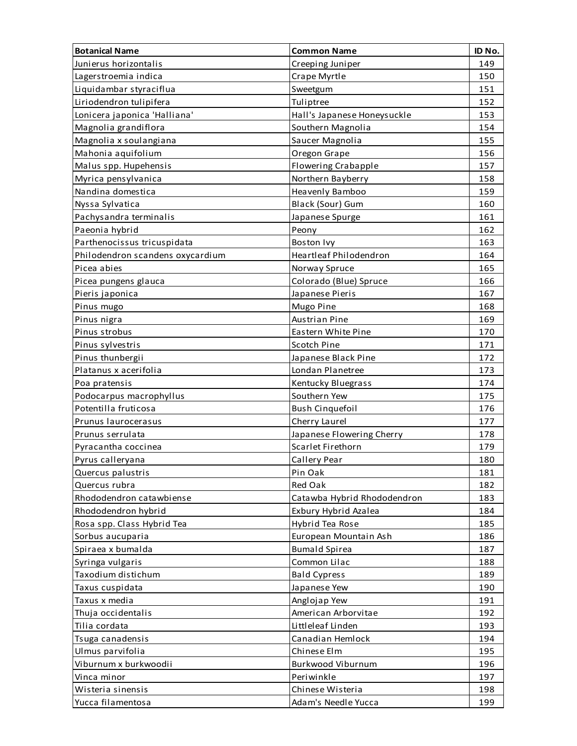| Botanical Name | Common Name | ID No. |
|---|---|---|
| Junierus horizontalis | Creeping Juniper | 149 |
| Lagerstroemia indica | Crape Myrtle | 150 |
| Liquidambar styraciflua | Sweetgum | 151 |
| Liriodendron tulipifera | Tuliptree | 152 |
| Lonicera japonica 'Halliana' | Hall's Japanese Honeysuckle | 153 |
| Magnolia grandiflora | Southern Magnolia | 154 |
| Magnolia x soulangiana | Saucer Magnolia | 155 |
| Mahonia aquifolium | Oregon Grape | 156 |
| Malus spp. Hupehensis | Flowering Crabapple | 157 |
| Myrica pensylvanica | Northern Bayberry | 158 |
| Nandina domestica | Heavenly Bamboo | 159 |
| Nyssa Sylvatica | Black (Sour) Gum | 160 |
| Pachysandra terminalis | Japanese Spurge | 161 |
| Paeonia hybrid | Peony | 162 |
| Parthenocissus tricuspidata | Boston Ivy | 163 |
| Philodendron scandens oxycardium | Heartleaf Philodendron | 164 |
| Picea abies | Norway Spruce | 165 |
| Picea pungens glauca | Colorado (Blue) Spruce | 166 |
| Pieris japonica | Japanese Pieris | 167 |
| Pinus mugo | Mugo Pine | 168 |
| Pinus nigra | Austrian Pine | 169 |
| Pinus strobus | Eastern White Pine | 170 |
| Pinus sylvestris | Scotch Pine | 171 |
| Pinus thunbergii | Japanese Black Pine | 172 |
| Platanus x acerifolia | Londan Planetree | 173 |
| Poa pratensis | Kentucky Bluegrass | 174 |
| Podocarpus macrophyllus | Southern Yew | 175 |
| Potentilla fruticosa | Bush Cinquefoil | 176 |
| Prunus laurocerasus | Cherry Laurel | 177 |
| Prunus serrulata | Japanese Flowering Cherry | 178 |
| Pyracantha coccinea | Scarlet Firethorn | 179 |
| Pyrus calleryana | Callery Pear | 180 |
| Quercus palustris | Pin Oak | 181 |
| Quercus rubra | Red Oak | 182 |
| Rhododendron catawbiense | Catawba Hybrid Rhododendron | 183 |
| Rhododendron hybrid | Exbury Hybrid Azalea | 184 |
| Rosa spp. Class Hybrid Tea | Hybrid Tea Rose | 185 |
| Sorbus aucuparia | European Mountain Ash | 186 |
| Spiraea x bumalda | Bumald Spirea | 187 |
| Syringa vulgaris | Common Lilac | 188 |
| Taxodium distichum | Bald Cypress | 189 |
| Taxus cuspidata | Japanese Yew | 190 |
| Taxus x media | Anglojap Yew | 191 |
| Thuja occidentalis | American Arborvitae | 192 |
| Tilia cordata | Littleleaf Linden | 193 |
| Tsuga canadensis | Canadian Hemlock | 194 |
| Ulmus parvifolia | Chinese Elm | 195 |
| Viburnum x burkwoodii | Burkwood Viburnum | 196 |
| Vinca minor | Periwinkle | 197 |
| Wisteria sinensis | Chinese Wisteria | 198 |
| Yucca filamentosa | Adam's Needle Yucca | 199 |